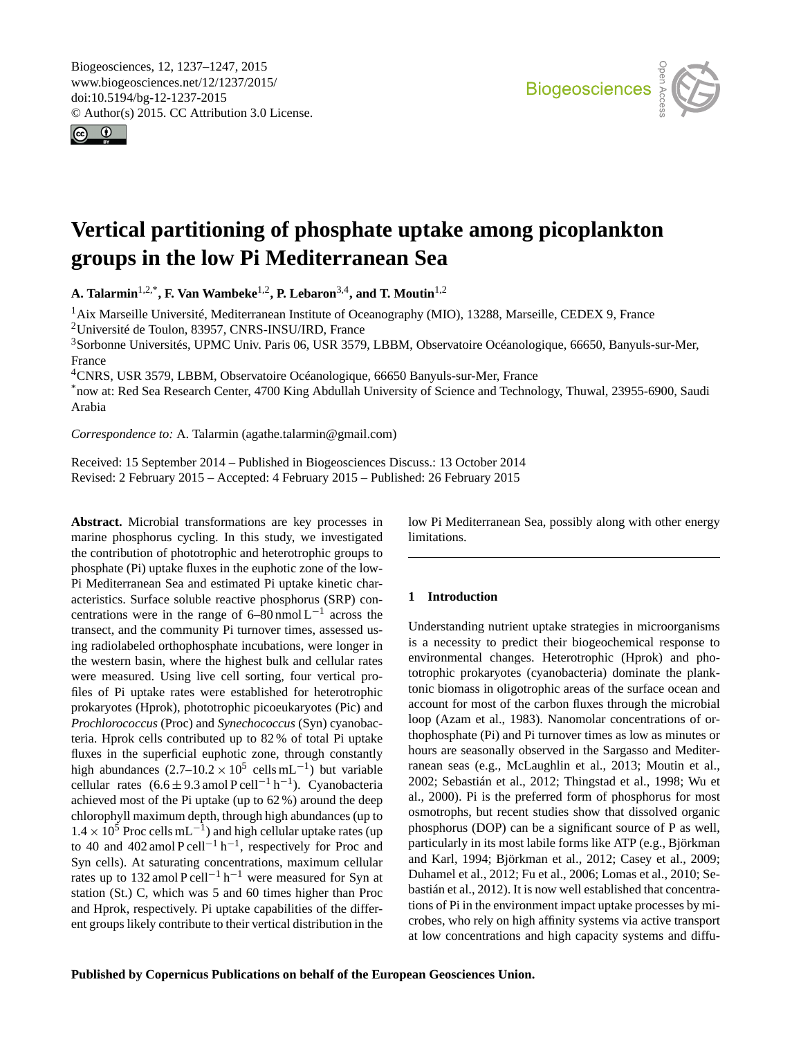Biogeosciences, 12, 1237–1247, 2015
www.biogeosciences.net/12/1237/2015/
doi:10.5194/bg-12-1237-2015
© Author(s) 2015. CC Attribution 3.0 License.

# Vertical partitioning of phosphate uptake among picoplankton groups in the low Pi Mediterranean Sea

**A. Talarmin[1,2,*], F. Van Wambeke[1,2], P. Lebaron[3,4], and T. Moutin[1,2]**

[1]Aix Marseille Université, Mediterranean Institute of Oceanography (MIO), 13288, Marseille, CEDEX 9, France
[2]Université de Toulon, 83957, CNRS-INSU/IRD, France
[3]Sorbonne Universités, UPMC Univ. Paris 06, USR 3579, LBBM, Observatoire Océanologique, 66650, Banyuls-sur-Mer, France
[4]CNRS, USR 3579, LBBM, Observatoire Océanologique, 66650 Banyuls-sur-Mer, France
[*]now at: Red Sea Research Center, 4700 King Abdullah University of Science and Technology, Thuwal, 23955-6900, Saudi Arabia

*Correspondence to:* A. Talarmin (agathe.talarmin@gmail.com)

Received: 15 September 2014 – Published in Biogeosciences Discuss.: 13 October 2014
Revised: 2 February 2015 – Accepted: 4 February 2015 – Published: 26 February 2015

**Abstract.** Microbial transformations are key processes in marine phosphorus cycling. In this study, we investigated the contribution of phototrophic and heterotrophic groups to phosphate (Pi) uptake fluxes in the euphotic zone of the low-Pi Mediterranean Sea and estimated Pi uptake kinetic characteristics. Surface soluble reactive phosphorus (SRP) concentrations were in the range of 6–80 nmol $L^{-1}$ across the transect, and the community Pi turnover times, assessed using radiolabeled orthophosphate incubations, were longer in the western basin, where the highest bulk and cellular rates were measured. Using live cell sorting, four vertical profiles of Pi uptake rates were established for heterotrophic prokaryotes (Hprok), phototrophic picoeukaryotes (Pic) and *Prochlorococcus* (Proc) and *Synechococcus* (Syn) cyanobacteria. Hprok cells contributed up to 82 % of total Pi uptake fluxes in the superficial euphotic zone, through constantly high abundances ($2.7$–$10.2 \times 10^5$ cells $mL^{-1}$) but variable cellular rates ($6.6 \pm 9.3$ amol P $cell^{-1}$ $h^{-1}$). Cyanobacteria achieved most of the Pi uptake (up to 62 %) around the deep chlorophyll maximum depth, through high abundances (up to $1.4 \times 10^5$ Proc cells $mL^{-1}$) and high cellular uptake rates (up to 40 and 402 amol P $cell^{-1}$ $h^{-1}$, respectively for Proc and Syn cells). At saturating concentrations, maximum cellular rates up to 132 amol P $cell^{-1}$ $h^{-1}$ were measured for Syn at station (St.) C, which was 5 and 60 times higher than Proc and Hprok, respectively. Pi uptake capabilities of the different groups likely contribute to their vertical distribution in the low Pi Mediterranean Sea, possibly along with other energy limitations.

## 1 Introduction

Understanding nutrient uptake strategies in microorganisms is a necessity to predict their biogeochemical response to environmental changes. Heterotrophic (Hprok) and phototrophic prokaryotes (cyanobacteria) dominate the planktonic biomass in oligotrophic areas of the surface ocean and account for most of the carbon fluxes through the microbial loop (Azam et al., 1983). Nanomolar concentrations of orthophosphate (Pi) and Pi turnover times as low as minutes or hours are seasonally observed in the Sargasso and Mediterranean seas (e.g., McLaughlin et al., 2013; Moutin et al., 2002; Sebastián et al., 2012; Thingstad et al., 1998; Wu et al., 2000). Pi is the preferred form of phosphorus for most osmotrophs, but recent studies show that dissolved organic phosphorus (DOP) can be a significant source of P as well, particularly in its most labile forms like ATP (e.g., Björkman and Karl, 1994; Björkman et al., 2012; Casey et al., 2009; Duhamel et al., 2012; Fu et al., 2006; Lomas et al., 2010; Sebastián et al., 2012). It is now well established that concentrations of Pi in the environment impact uptake processes by microbes, who rely on high affinity systems via active transport at low concentrations and high capacity systems and diffu-

Published by Copernicus Publications on behalf of the European Geosciences Union.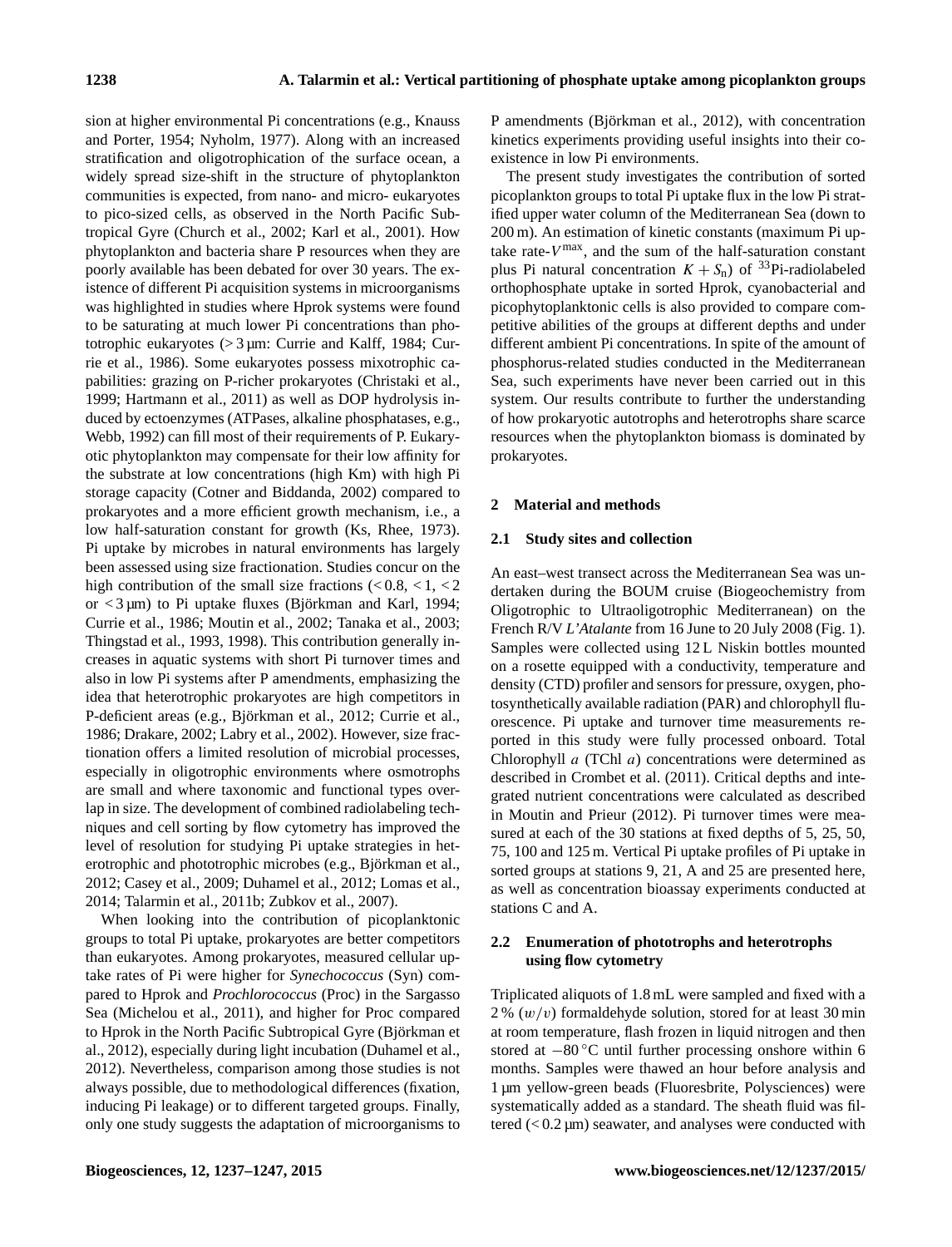sion at higher environmental Pi concentrations (e.g., Knauss and Porter, 1954; Nyholm, 1977). Along with an increased stratification and oligotrophication of the surface ocean, a widely spread size-shift in the structure of phytoplankton communities is expected, from nano- and micro- eukaryotes to pico-sized cells, as observed in the North Pacific Subtropical Gyre (Church et al., 2002; Karl et al., 2001). How phytoplankton and bacteria share P resources when they are poorly available has been debated for over 30 years. The existence of different Pi acquisition systems in microorganisms was highlighted in studies where Hprok systems were found to be saturating at much lower Pi concentrations than phototrophic eukaryotes (> 3 µm: Currie and Kalff, 1984; Currie et al., 1986). Some eukaryotes possess mixotrophic capabilities: grazing on P-richer prokaryotes (Christaki et al., 1999; Hartmann et al., 2011) as well as DOP hydrolysis induced by ectoenzymes (ATPases, alkaline phosphatases, e.g., Webb, 1992) can fill most of their requirements of P. Eukaryotic phytoplankton may compensate for their low affinity for the substrate at low concentrations (high Km) with high Pi storage capacity (Cotner and Biddanda, 2002) compared to prokaryotes and a more efficient growth mechanism, i.e., a low half-saturation constant for growth (Ks, Rhee, 1973). Pi uptake by microbes in natural environments has largely been assessed using size fractionation. Studies concur on the high contribution of the small size fractions (< 0.8, < 1, < 2 or < 3 µm) to Pi uptake fluxes (Björkman and Karl, 1994; Currie et al., 1986; Moutin et al., 2002; Tanaka et al., 2003; Thingstad et al., 1993, 1998). This contribution generally increases in aquatic systems with short Pi turnover times and also in low Pi systems after P amendments, emphasizing the idea that heterotrophic prokaryotes are high competitors in P-deficient areas (e.g., Björkman et al., 2012; Currie et al., 1986; Drakare, 2002; Labry et al., 2002). However, size fractionation offers a limited resolution of microbial processes, especially in oligotrophic environments where osmotrophs are small and where taxonomic and functional types overlap in size. The development of combined radiolabeling techniques and cell sorting by flow cytometry has improved the level of resolution for studying Pi uptake strategies in heterotrophic and phototrophic microbes (e.g., Björkman et al., 2012; Casey et al., 2009; Duhamel et al., 2012; Lomas et al., 2014; Talarmin et al., 2011b; Zubkov et al., 2007).

When looking into the contribution of picoplanktonic groups to total Pi uptake, prokaryotes are better competitors than eukaryotes. Among prokaryotes, measured cellular uptake rates of Pi were higher for *Synechococcus* (Syn) compared to Hprok and *Prochlorococcus* (Proc) in the Sargasso Sea (Michelou et al., 2011), and higher for Proc compared to Hprok in the North Pacific Subtropical Gyre (Björkman et al., 2012), especially during light incubation (Duhamel et al., 2012). Nevertheless, comparison among those studies is not always possible, due to methodological differences (fixation, inducing Pi leakage) or to different targeted groups. Finally, only one study suggests the adaptation of microorganisms to P amendments (Björkman et al., 2012), with concentration kinetics experiments providing useful insights into their coexistence in low Pi environments.

The present study investigates the contribution of sorted picoplankton groups to total Pi uptake flux in the low Pi stratified upper water column of the Mediterranean Sea (down to 200 m). An estimation of kinetic constants (maximum Pi uptake rate-$V^{max}$, and the sum of the half-saturation constant plus Pi natural concentration $K + S_n$) of $^{33}$Pi-radiolabeled orthophosphate uptake in sorted Hprok, cyanobacterial and picophytoplanktonic cells is also provided to compare competitive abilities of the groups at different depths and under different ambient Pi concentrations. In spite of the amount of phosphorus-related studies conducted in the Mediterranean Sea, such experiments have never been carried out in this system. Our results contribute to further the understanding of how prokaryotic autotrophs and heterotrophs share scarce resources when the phytoplankton biomass is dominated by prokaryotes.

## 2 Material and methods

### 2.1 Study sites and collection

An east–west transect across the Mediterranean Sea was undertaken during the BOUM cruise (Biogeochemistry from Oligotrophic to Ultraoligotrophic Mediterranean) on the French R/V *L'Atalante* from 16 June to 20 July 2008 (Fig. 1). Samples were collected using 12 L Niskin bottles mounted on a rosette equipped with a conductivity, temperature and density (CTD) profiler and sensors for pressure, oxygen, photosynthetically available radiation (PAR) and chlorophyll fluorescence. Pi uptake and turnover time measurements reported in this study were fully processed onboard. Total Chlorophyll *a* (TChl *a*) concentrations were determined as described in Crombet et al. (2011). Critical depths and integrated nutrient concentrations were calculated as described in Moutin and Prieur (2012). Pi turnover times were measured at each of the 30 stations at fixed depths of 5, 25, 50, 75, 100 and 125 m. Vertical Pi uptake profiles of Pi uptake in sorted groups at stations 9, 21, A and 25 are presented here, as well as concentration bioassay experiments conducted at stations C and A.

### 2.2 Enumeration of phototrophs and heterotrophs using flow cytometry

Triplicated aliquots of 1.8 mL were sampled and fixed with a 2 % ($w/v$) formaldehyde solution, stored for at least 30 min at room temperature, flash frozen in liquid nitrogen and then stored at −80 °C until further processing onshore within 6 months. Samples were thawed an hour before analysis and 1 µm yellow-green beads (Fluoresbrite, Polysciences) were systematically added as a standard. The sheath fluid was filtered (< 0.2 µm) seawater, and analyses were conducted with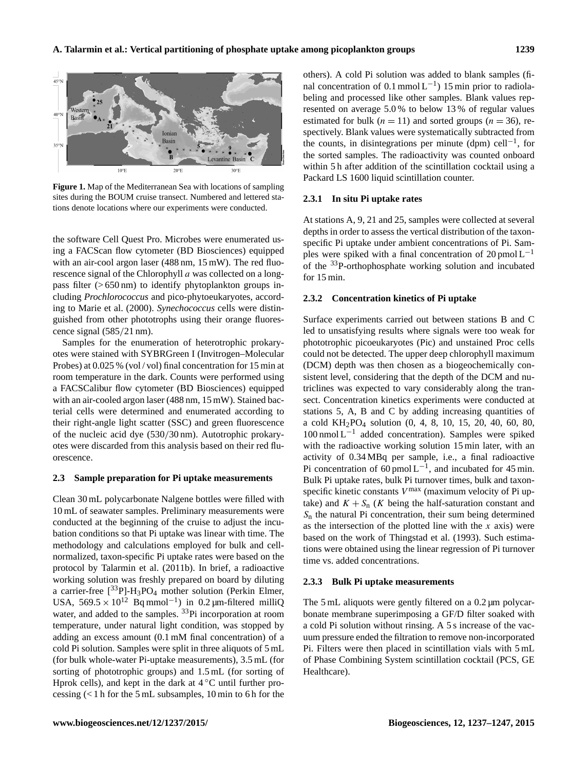45°N

40°N

35°N

10°E 20°E 30°E

25

Western Basin

A

21

Ionian Basin

B

5

9

Levantine Basin

C

**Figure 1.** Map of the Mediterranean Sea with locations of sampling sites during the BOUM cruise transect. Numbered and lettered stations denote locations where our experiments were conducted.

the software Cell Quest Pro. Microbes were enumerated using a FACScan flow cytometer (BD Biosciences) equipped with an air-cool argon laser (488 nm, 15 mW). The red fluorescence signal of the Chlorophyll *a* was collected on a long-pass filter (> 650 nm) to identify phytoplankton groups including *Prochlorococcus* and pico-phytoeukaryotes, according to Marie et al. (2000). *Synechococcus* cells were distinguished from other phototrophs using their orange fluorescence signal (585/21 nm).

Samples for the enumeration of heterotrophic prokaryotes were stained with SYBRGreen I (Invitrogen–Molecular Probes) at 0.025 % (vol / vol) final concentration for 15 min at room temperature in the dark. Counts were performed using a FACSCalibur flow cytometer (BD Biosciences) equipped with an air-cooled argon laser (488 nm, 15 mW). Stained bacterial cells were determined and enumerated according to their right-angle light scatter (SSC) and green fluorescence of the nucleic acid dye (530/30 nm). Autotrophic prokaryotes were discarded from this analysis based on their red fluorescence.

### 2.3 Sample preparation for Pi uptake measurements

Clean 30 mL polycarbonate Nalgene bottles were filled with 10 mL of seawater samples. Preliminary measurements were conducted at the beginning of the cruise to adjust the incubation conditions so that Pi uptake was linear with time. The methodology and calculations employed for bulk and cell-normalized, taxon-specific Pi uptake rates were based on the protocol by Talarmin et al. (2011b). In brief, a radioactive working solution was freshly prepared on board by diluting a carrier-free [$^{33}$P]-$H_3PO_4$ mother solution (Perkin Elmer, USA, $569.5 \times 10^{12}$ Bq mmol$^{-1}$) in 0.2 µm-filtered milliQ water, and added to the samples. $^{33}$Pi incorporation at room temperature, under natural light condition, was stopped by adding an excess amount (0.1 mM final concentration) of a cold Pi solution. Samples were split in three aliquots of 5 mL (for bulk whole-water Pi-uptake measurements), 3.5 mL (for sorting of phototrophic groups) and 1.5 mL (for sorting of Hprok cells), and kept in the dark at 4 °C until further processing (< 1 h for the 5 mL subsamples, 10 min to 6 h for the others). A cold Pi solution was added to blank samples (final concentration of 0.1 mmol L$^{-1}$) 15 min prior to radiolabeling and processed like other samples. Blank values represented on average 5.0 % to below 13 % of regular values estimated for bulk ($n = 11$) and sorted groups ($n = 36$), respectively. Blank values were systematically subtracted from the counts, in disintegrations per minute (dpm) cell$^{-1}$, for the sorted samples. The radioactivity was counted onboard within 5 h after addition of the scintillation cocktail using a Packard LS 1600 liquid scintillation counter.

#### 2.3.1 In situ Pi uptake rates

At stations A, 9, 21 and 25, samples were collected at several depths in order to assess the vertical distribution of the taxon-specific Pi uptake under ambient concentrations of Pi. Samples were spiked with a final concentration of 20 pmol L$^{-1}$ of the $^{33}$P-orthophosphate working solution and incubated for 15 min.

#### 2.3.2 Concentration kinetics of Pi uptake

Surface experiments carried out between stations B and C led to unsatisfying results where signals were too weak for phototrophic picoeukaryotes (Pic) and unstained Proc cells could not be detected. The upper deep chlorophyll maximum (DCM) depth was then chosen as a biogeochemically consistent level, considering that the depth of the DCM and nutriclines was expected to vary considerably along the transect. Concentration kinetics experiments were conducted at stations 5, A, B and C by adding increasing quantities of a cold $KH_2PO_4$ solution (0, 4, 8, 10, 15, 20, 40, 60, 80, 100 nmol L$^{-1}$ added concentration). Samples were spiked with the radioactive working solution 15 min later, with an activity of 0.34 MBq per sample, i.e., a final radioactive Pi concentration of 60 pmol L$^{-1}$, and incubated for 45 min. Bulk Pi uptake rates, bulk Pi turnover times, bulk and taxon-specific kinetic constants $V^{\max}$ (maximum velocity of Pi uptake) and $K + S_n$ ($K$ being the half-saturation constant and $S_n$ the natural Pi concentration, their sum being determined as the intersection of the plotted line with the $x$ axis) were based on the work of Thingstad et al. (1993). Such estimations were obtained using the linear regression of Pi turnover time vs. added concentrations.

#### 2.3.3 Bulk Pi uptake measurements

The 5 mL aliquots were gently filtered on a 0.2 µm polycarbonate membrane superimposing a GF/D filter soaked with a cold Pi solution without rinsing. A 5 s increase of the vacuum pressure ended the filtration to remove non-incorporated Pi. Filters were then placed in scintillation vials with 5 mL of Phase Combining System scintillation cocktail (PCS, GE Healthcare).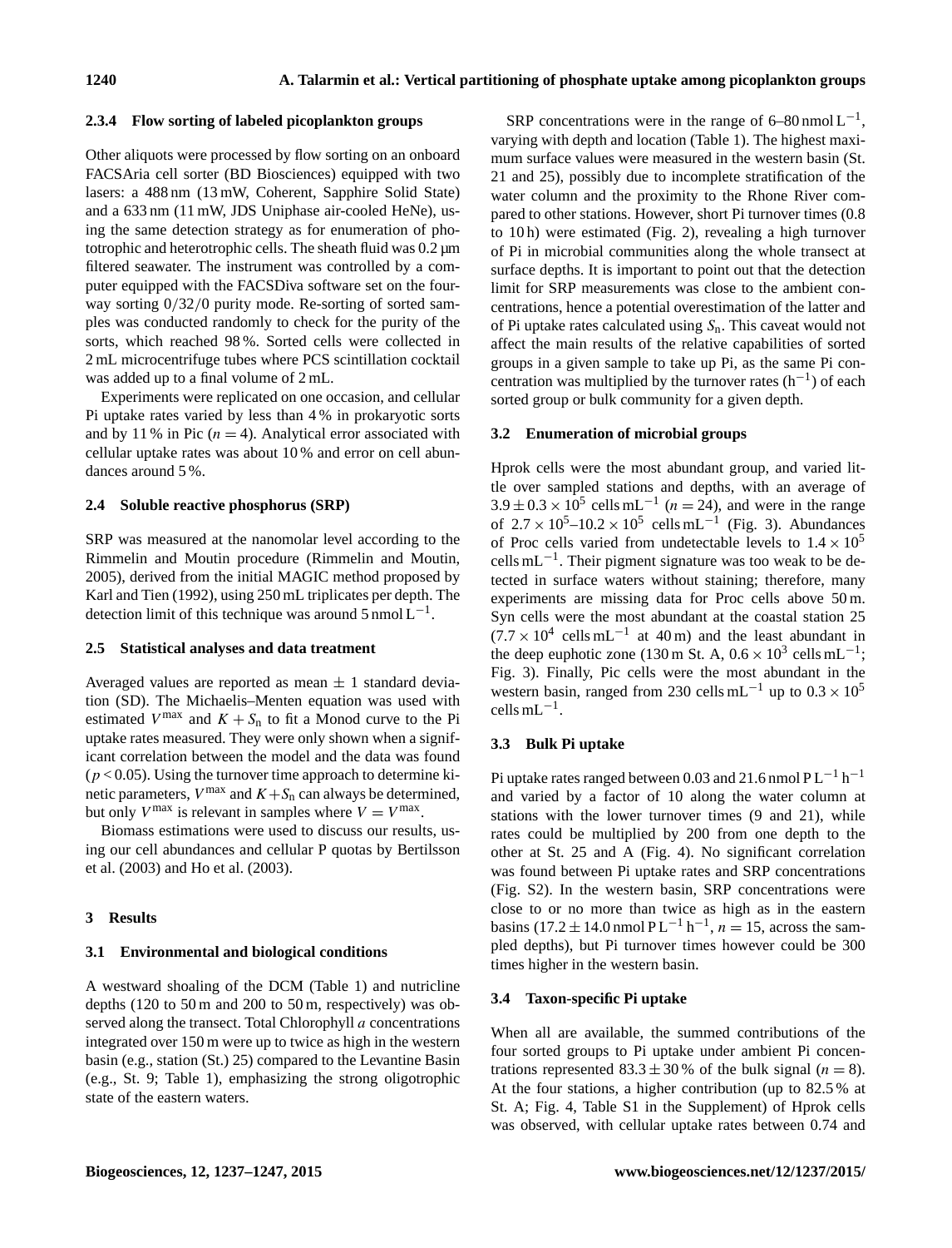### 2.3.4 Flow sorting of labeled picoplankton groups

Other aliquots were processed by flow sorting on an onboard FACSAria cell sorter (BD Biosciences) equipped with two lasers: a 488 nm (13 mW, Coherent, Sapphire Solid State) and a 633 nm (11 mW, JDS Uniphase air-cooled HeNe), using the same detection strategy as for enumeration of phototrophic and heterotrophic cells. The sheath fluid was 0.2 µm filtered seawater. The instrument was controlled by a computer equipped with the FACSDiva software set on the four-way sorting 0/32/0 purity mode. Re-sorting of sorted samples was conducted randomly to check for the purity of the sorts, which reached 98 %. Sorted cells were collected in 2 mL microcentrifuge tubes where PCS scintillation cocktail was added up to a final volume of 2 mL.

Experiments were replicated on one occasion, and cellular Pi uptake rates varied by less than 4 % in prokaryotic sorts and by 11 % in Pic ($n = 4$). Analytical error associated with cellular uptake rates was about 10 % and error on cell abundances around 5 %.

## 2.4 Soluble reactive phosphorus (SRP)

SRP was measured at the nanomolar level according to the Rimmelin and Moutin procedure (Rimmelin and Moutin, 2005), derived from the initial MAGIC method proposed by Karl and Tien (1992), using 250 mL triplicates per depth. The detection limit of this technique was around 5 nmol $\mathrm{L^{-1}}$.

## 2.5 Statistical analyses and data treatment

Averaged values are reported as mean ± 1 standard deviation (SD). The Michaelis–Menten equation was used with estimated $V^{\max}$ and $K + S_n$ to fit a Monod curve to the Pi uptake rates measured. They were only shown when a significant correlation between the model and the data was found ($p < 0.05$). Using the turnover time approach to determine kinetic parameters, $V^{\max}$ and $K + S_n$ can always be determined, but only $V^{\max}$ is relevant in samples where $V = V^{\max}$.

Biomass estimations were used to discuss our results, using our cell abundances and cellular P quotas by Bertilsson et al. (2003) and Ho et al. (2003).

# 3 Results

## 3.1 Environmental and biological conditions

A westward shoaling of the DCM (Table 1) and nutricline depths (120 to 50 m and 200 to 50 m, respectively) was observed along the transect. Total Chlorophyll *a* concentrations integrated over 150 m were up to twice as high in the western basin (e.g., station (St.) 25) compared to the Levantine Basin (e.g., St. 9; Table 1), emphasizing the strong oligotrophic state of the eastern waters.

SRP concentrations were in the range of 6–80 nmol $\mathrm{L^{-1}}$, varying with depth and location (Table 1). The highest maximum surface values were measured in the western basin (St. 21 and 25), possibly due to incomplete stratification of the water column and the proximity to the Rhone River compared to other stations. However, short Pi turnover times (0.8 to 10 h) were estimated (Fig. 2), revealing a high turnover of Pi in microbial communities along the whole transect at surface depths. It is important to point out that the detection limit for SRP measurements was close to the ambient concentrations, hence a potential overestimation of the latter and of Pi uptake rates calculated using $S_n$. This caveat would not affect the main results of the relative capabilities of sorted groups in a given sample to take up Pi, as the same Pi concentration was multiplied by the turnover rates ($\mathrm{h^{-1}}$) of each sorted group or bulk community for a given depth.

## 3.2 Enumeration of microbial groups

Hprok cells were the most abundant group, and varied little over sampled stations and depths, with an average of $3.9 \pm 0.3 \times 10^5$ cells $\mathrm{mL^{-1}}$ ($n = 24$), and were in the range of $2.7 \times 10^5$–$10.2 \times 10^5$ cells $\mathrm{mL^{-1}}$ (Fig. 3). Abundances of Proc cells varied from undetectable levels to $1.4 \times 10^5$ cells $\mathrm{mL^{-1}}$. Their pigment signature was too weak to be detected in surface waters without staining; therefore, many experiments are missing data for Proc cells above 50 m. Syn cells were the most abundant at the coastal station 25 ($7.7 \times 10^4$ cells $\mathrm{mL^{-1}}$ at 40 m) and the least abundant in the deep euphotic zone (130 m St. A, $0.6 \times 10^3$ cells $\mathrm{mL^{-1}}$; Fig. 3). Finally, Pic cells were the most abundant in the western basin, ranged from 230 cells $\mathrm{mL^{-1}}$ up to $0.3 \times 10^5$ cells $\mathrm{mL^{-1}}$.

## 3.3 Bulk Pi uptake

Pi uptake rates ranged between 0.03 and 21.6 nmol P $\mathrm{L^{-1}\,h^{-1}}$ and varied by a factor of 10 along the water column at stations with the lower turnover times (9 and 21), while rates could be multiplied by 200 from one depth to the other at St. 25 and A (Fig. 4). No significant correlation was found between Pi uptake rates and SRP concentrations (Fig. S2). In the western basin, SRP concentrations were close to or no more than twice as high as in the eastern basins ($17.2 \pm 14.0$ nmol P $\mathrm{L^{-1}\,h^{-1}}$, $n = 15$, across the sampled depths), but Pi turnover times however could be 300 times higher in the western basin.

## 3.4 Taxon-specific Pi uptake

When all are available, the summed contributions of the four sorted groups to Pi uptake under ambient Pi concentrations represented $83.3 \pm 30$ % of the bulk signal ($n = 8$). At the four stations, a higher contribution (up to 82.5 % at St. A; Fig. 4, Table S1 in the Supplement) of Hprok cells was observed, with cellular uptake rates between 0.74 and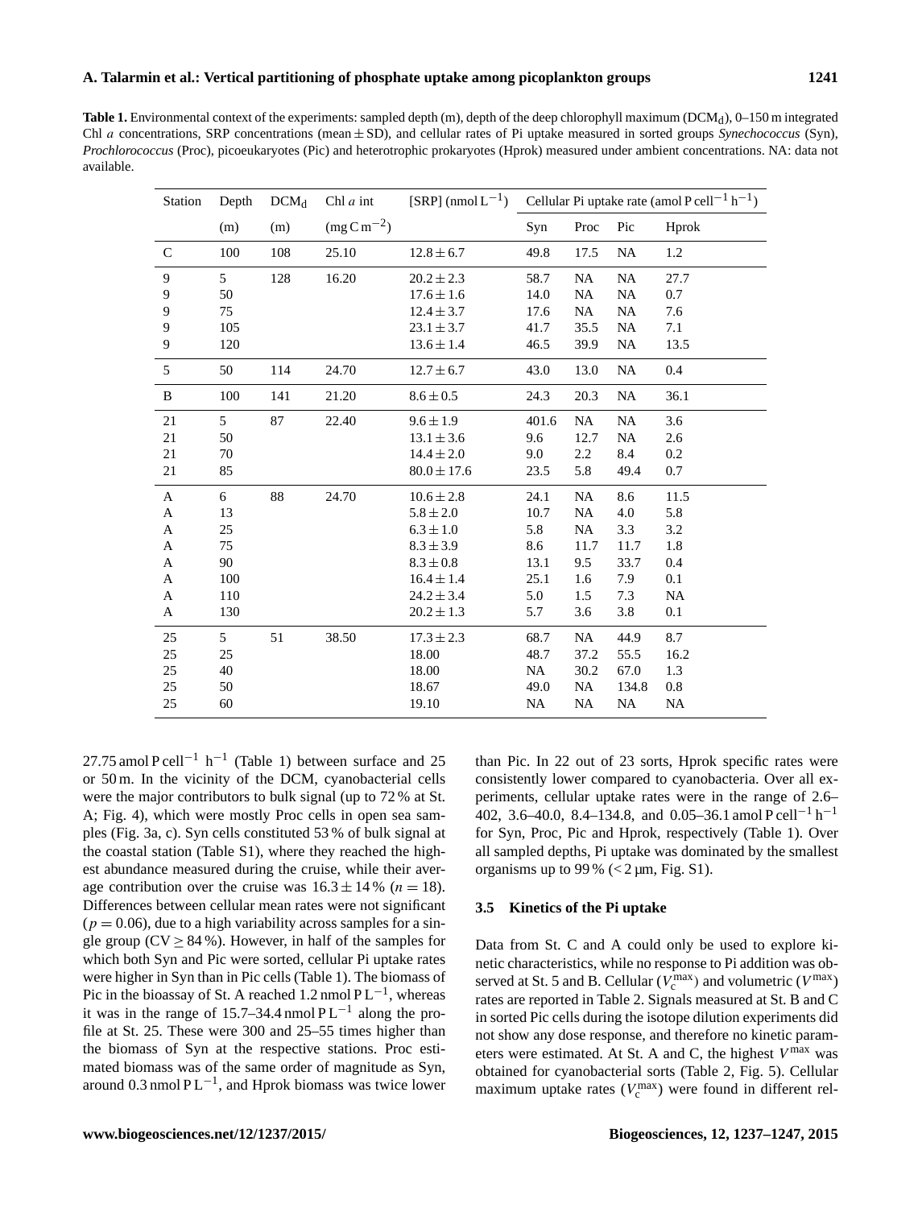**Table 1.** Environmental context of the experiments: sampled depth (m), depth of the deep chlorophyll maximum ($DCM_d$), 0–150 m integrated Chl *a* concentrations, SRP concentrations (mean ± SD), and cellular rates of Pi uptake measured in sorted groups *Synechococcus* (Syn), *Prochlorococcus* (Proc), picoeukaryotes (Pic) and heterotrophic prokaryotes (Hprok) measured under ambient concentrations. NA: data not available.

| Station | Depth (m) | $DCM_d$ (m) | Chl *a* int ($mg\,C\,m^{-2}$) | [SRP] ($nmol\,L^{-1}$) | Cellular Pi uptake rate ($amol\,P\,cell^{-1}\,h^{-1}$) | | | |
|---|---|---|---|---|---|---|---|---|
| | | | | | Syn | Proc | Pic | Hprok |
| C | 100 | 108 | 25.10 | $12.8 \pm 6.7$ | 49.8 | 17.5 | NA | 1.2 |
| 9 | 5 | 128 | 16.20 | $20.2 \pm 2.3$ | 58.7 | NA | NA | 27.7 |
| 9 | 50 | | | $17.6 \pm 1.6$ | 14.0 | NA | NA | 0.7 |
| 9 | 75 | | | $12.4 \pm 3.7$ | 17.6 | NA | NA | 7.6 |
| 9 | 105 | | | $23.1 \pm 3.7$ | 41.7 | 35.5 | NA | 7.1 |
| 9 | 120 | | | $13.6 \pm 1.4$ | 46.5 | 39.9 | NA | 13.5 |
| 5 | 50 | 114 | 24.70 | $12.7 \pm 6.7$ | 43.0 | 13.0 | NA | 0.4 |
| B | 100 | 141 | 21.20 | $8.6 \pm 0.5$ | 24.3 | 20.3 | NA | 36.1 |
| 21 | 5 | 87 | 22.40 | $9.6 \pm 1.9$ | 401.6 | NA | NA | 3.6 |
| 21 | 50 | | | $13.1 \pm 3.6$ | 9.6 | 12.7 | NA | 2.6 |
| 21 | 70 | | | $14.4 \pm 2.0$ | 9.0 | 2.2 | 8.4 | 0.2 |
| 21 | 85 | | | $80.0 \pm 17.6$ | 23.5 | 5.8 | 49.4 | 0.7 |
| A | 6 | 88 | 24.70 | $10.6 \pm 2.8$ | 24.1 | NA | 8.6 | 11.5 |
| A | 13 | | | $5.8 \pm 2.0$ | 10.7 | NA | 4.0 | 5.8 |
| A | 25 | | | $6.3 \pm 1.0$ | 5.8 | NA | 3.3 | 3.2 |
| A | 75 | | | $8.3 \pm 3.9$ | 8.6 | 11.7 | 11.7 | 1.8 |
| A | 90 | | | $8.3 \pm 0.8$ | 13.1 | 9.5 | 33.7 | 0.4 |
| A | 100 | | | $16.4 \pm 1.4$ | 25.1 | 1.6 | 7.9 | 0.1 |
| A | 110 | | | $24.2 \pm 3.4$ | 5.0 | 1.5 | 7.3 | NA |
| A | 130 | | | $20.2 \pm 1.3$ | 5.7 | 3.6 | 3.8 | 0.1 |
| 25 | 5 | 51 | 38.50 | $17.3 \pm 2.3$ | 68.7 | NA | 44.9 | 8.7 |
| 25 | 25 | | | 18.00 | 48.7 | 37.2 | 55.5 | 16.2 |
| 25 | 40 | | | 18.00 | NA | 30.2 | 67.0 | 1.3 |
| 25 | 50 | | | 18.67 | 49.0 | NA | 134.8 | 0.8 |
| 25 | 60 | | | 19.10 | NA | NA | NA | NA |

27.75 $amol\,P\,cell^{-1}\,h^{-1}$ (Table 1) between surface and 25 or 50 m. In the vicinity of the DCM, cyanobacterial cells were the major contributors to bulk signal (up to 72 % at St. A; Fig. 4), which were mostly Proc cells in open sea samples (Fig. 3a, c). Syn cells constituted 53 % of bulk signal at the coastal station (Table S1), where they reached the highest abundance measured during the cruise, while their average contribution over the cruise was $16.3 \pm 14$ % ($n = 18$). Differences between cellular mean rates were not significant ($p = 0.06$), due to a high variability across samples for a single group (CV ≥ 84 %). However, in half of the samples for which both Syn and Pic were sorted, cellular Pi uptake rates were higher in Syn than in Pic cells (Table 1). The biomass of Pic in the bioassay of St. A reached 1.2 $nmol\,P\,L^{-1}$, whereas it was in the range of 15.7–34.4 $nmol\,P\,L^{-1}$ along the profile at St. 25. These were 300 and 25–55 times higher than the biomass of Syn at the respective stations. Proc estimated biomass was of the same order of magnitude as Syn, around 0.3 $nmol\,P\,L^{-1}$, and Hprok biomass was twice lower than Pic. In 22 out of 23 sorts, Hprok specific rates were consistently lower compared to cyanobacteria. Over all experiments, cellular uptake rates were in the range of 2.6–402, 3.6–40.0, 8.4–134.8, and 0.05–36.1 $amol\,P\,cell^{-1}\,h^{-1}$ for Syn, Proc, Pic and Hprok, respectively (Table 1). Over all sampled depths, Pi uptake was dominated by the smallest organisms up to 99 % (< 2 µm, Fig. S1).

### 3.5 Kinetics of the Pi uptake

Data from St. C and A could only be used to explore kinetic characteristics, while no response to Pi addition was observed at St. 5 and B. Cellular ($V_c^{max}$) and volumetric ($V^{max}$) rates are reported in Table 2. Signals measured at St. B and C in sorted Pic cells during the isotope dilution experiments did not show any dose response, and therefore no kinetic parameters were estimated. At St. A and C, the highest $V^{max}$ was obtained for cyanobacterial sorts (Table 2, Fig. 5). Cellular maximum uptake rates ($V_c^{max}$) were found in different rel-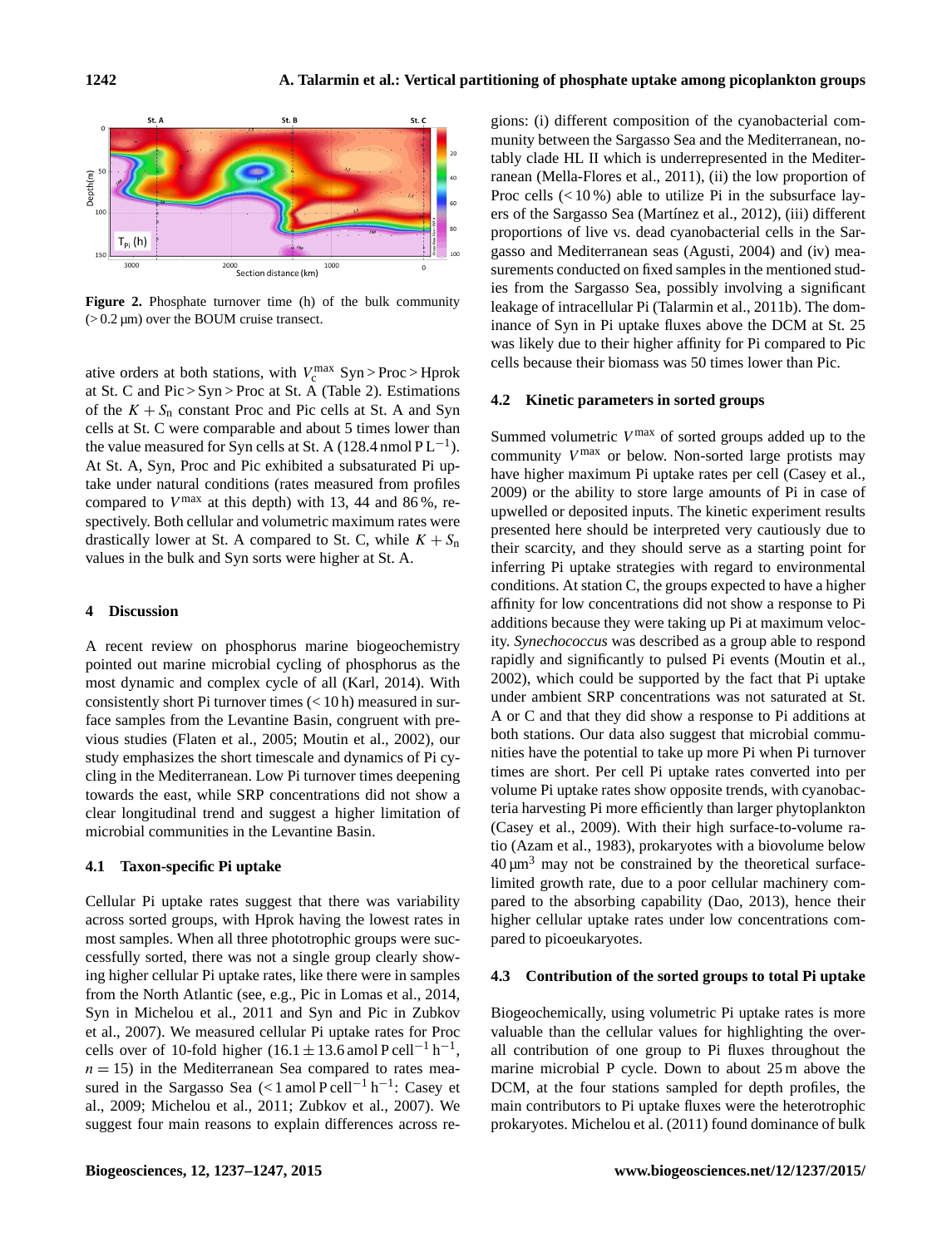St. A
St. B
St. C
0
50
100
150
Depth(m)
$T_{Pi}$ (h)
3000
2000
1000
0
Section distance (km)
20
40
60
80
100

**Figure 2.** Phosphate turnover time (h) of the bulk community (> 0.2 µm) over the BOUM cruise transect.

ative orders at both stations, with $V_c^{max}$ Syn > Proc > Hprok at St. C and Pic > Syn > Proc at St. A (Table 2). Estimations of the $K + S_n$ constant Proc and Pic cells at St. A and Syn cells at St. C were comparable and about 5 times lower than the value measured for Syn cells at St. A (128.4 nmol P L$^{-1}$). At St. A, Syn, Proc and Pic exhibited a subsaturated Pi uptake under natural conditions (rates measured from profiles compared to $V^{max}$ at this depth) with 13, 44 and 86 %, respectively. Both cellular and volumetric maximum rates were drastically lower at St. A compared to St. C, while $K + S_n$ values in the bulk and Syn sorts were higher at St. A.

## 4 Discussion

A recent review on phosphorus marine biogeochemistry pointed out marine microbial cycling of phosphorus as the most dynamic and complex cycle of all (Karl, 2014). With consistently short Pi turnover times (< 10 h) measured in surface samples from the Levantine Basin, congruent with previous studies (Flaten et al., 2005; Moutin et al., 2002), our study emphasizes the short timescale and dynamics of Pi cycling in the Mediterranean. Low Pi turnover times deepening towards the east, while SRP concentrations did not show a clear longitudinal trend and suggest a higher limitation of microbial communities in the Levantine Basin.

### 4.1 Taxon-specific Pi uptake

Cellular Pi uptake rates suggest that there was variability across sorted groups, with Hprok having the lowest rates in most samples. When all three phototrophic groups were successfully sorted, there was not a single group clearly showing higher cellular Pi uptake rates, like there were in samples from the North Atlantic (see, e.g., Pic in Lomas et al., 2014, Syn in Michelou et al., 2011 and Syn and Pic in Zubkov et al., 2007). We measured cellular Pi uptake rates for Proc cells over of 10-fold higher (16.1 ± 13.6 amol P cell$^{-1}$ h$^{-1}$, $n = 15$) in the Mediterranean Sea compared to rates measured in the Sargasso Sea (< 1 amol P cell$^{-1}$ h$^{-1}$: Casey et al., 2009; Michelou et al., 2011; Zubkov et al., 2007). We suggest four main reasons to explain differences across regions: (i) different composition of the cyanobacterial community between the Sargasso Sea and the Mediterranean, notably clade HL II which is underrepresented in the Mediterranean (Mella-Flores et al., 2011), (ii) the low proportion of Proc cells (< 10 %) able to utilize Pi in the subsurface layers of the Sargasso Sea (Martínez et al., 2012), (iii) different proportions of live vs. dead cyanobacterial cells in the Sargasso and Mediterranean seas (Agusti, 2004) and (iv) measurements conducted on fixed samples in the mentioned studies from the Sargasso Sea, possibly involving a significant leakage of intracellular Pi (Talarmin et al., 2011b). The dominance of Syn in Pi uptake fluxes above the DCM at St. 25 was likely due to their higher affinity for Pi compared to Pic cells because their biomass was 50 times lower than Pic.

### 4.2 Kinetic parameters in sorted groups

Summed volumetric $V^{max}$ of sorted groups added up to the community $V^{max}$ or below. Non-sorted large protists may have higher maximum Pi uptake rates per cell (Casey et al., 2009) or the ability to store large amounts of Pi in case of upwelled or deposited inputs. The kinetic experiment results presented here should be interpreted very cautiously due to their scarcity, and they should serve as a starting point for inferring Pi uptake strategies with regard to environmental conditions. At station C, the groups expected to have a higher affinity for low concentrations did not show a response to Pi additions because they were taking up Pi at maximum velocity. *Synechococcus* was described as a group able to respond rapidly and significantly to pulsed Pi events (Moutin et al., 2002), which could be supported by the fact that Pi uptake under ambient SRP concentrations was not saturated at St. A or C and that they did show a response to Pi additions at both stations. Our data also suggest that microbial communities have the potential to take up more Pi when Pi turnover times are short. Per cell Pi uptake rates converted into per volume Pi uptake rates show opposite trends, with cyanobacteria harvesting Pi more efficiently than larger phytoplankton (Casey et al., 2009). With their high surface-to-volume ratio (Azam et al., 1983), prokaryotes with a biovolume below 40 µm$^3$ may not be constrained by the theoretical surface-limited growth rate, due to a poor cellular machinery compared to the absorbing capability (Dao, 2013), hence their higher cellular uptake rates under low concentrations compared to picoeukaryotes.

### 4.3 Contribution of the sorted groups to total Pi uptake

Biogeochemically, using volumetric Pi uptake rates is more valuable than the cellular values for highlighting the overall contribution of one group to Pi fluxes throughout the marine microbial P cycle. Down to about 25 m above the DCM, at the four stations sampled for depth profiles, the main contributors to Pi uptake fluxes were the heterotrophic prokaryotes. Michelou et al. (2011) found dominance of bulk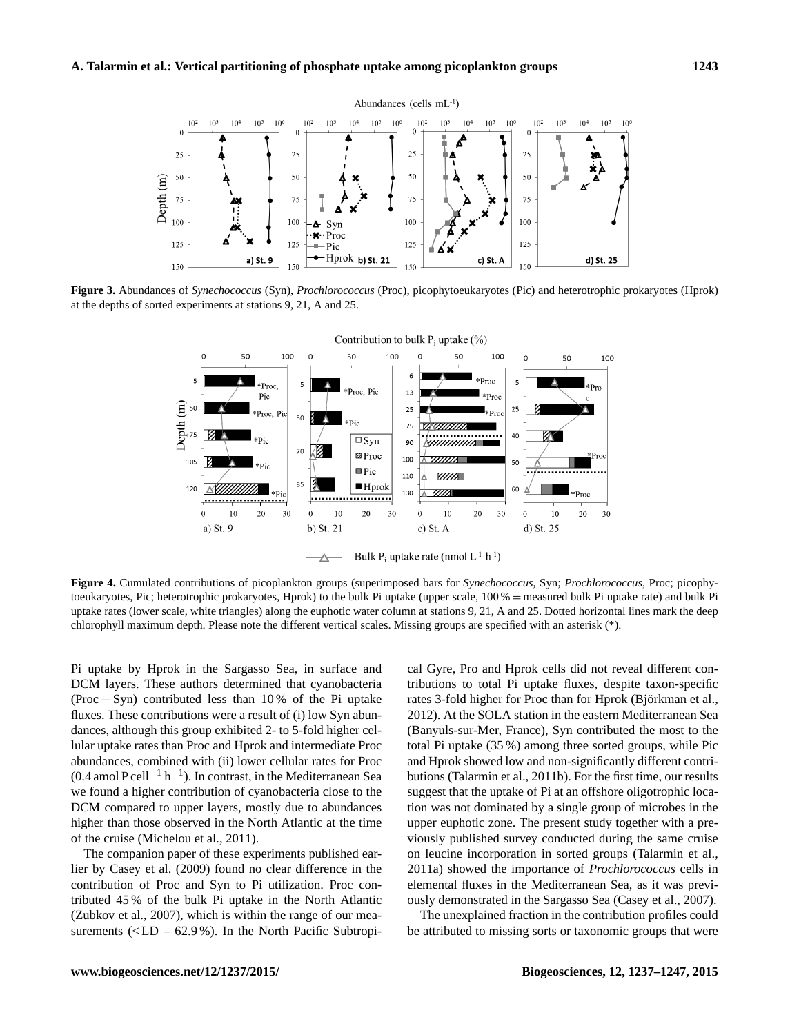Abundances (cells mL$^{-1}$)

$10^2$ $10^3$ $10^4$ $10^5$ $10^6$

Depth (m)

0, 25, 50, 75, 100, 125, 150

Syn
Proc
Pic
Hprok

a) St. 9
b) St. 21
c) St. A
d) St. 25

**Figure 3.** Abundances of *Synechococcus* (Syn), *Prochlorococcus* (Proc), picophytoeukaryotes (Pic) and heterotrophic prokaryotes (Hprok) at the depths of sorted experiments at stations 9, 21, A and 25.

Contribution to bulk $P_i$ uptake (%)

0 50 100

Depth (m)

*Proc, Pic
*Proc, Pic
*Pic
*Pic
*Pic
*Proc, Pic
*Pic
*Proc
*Proc
*Proc
*Proc
*Proc

Syn
Proc
Pic
Hprok

0 10 20 30

a) St. 9
b) St. 21
c) St. A
d) St. 25

Bulk $P_i$ uptake rate (nmol L$^{-1}$ h$^{-1}$)

**Figure 4.** Cumulated contributions of picoplankton groups (superimposed bars for *Synechococcus*, Syn; *Prochlorococcus*, Proc; picophytoeukaryotes, Pic; heterotrophic prokaryotes, Hprok) to the bulk Pi uptake (upper scale, 100 % = measured bulk Pi uptake rate) and bulk Pi uptake rates (lower scale, white triangles) along the euphotic water column at stations 9, 21, A and 25. Dotted horizontal lines mark the deep chlorophyll maximum depth. Please note the different vertical scales. Missing groups are specified with an asterisk (*).

Pi uptake by Hprok in the Sargasso Sea, in surface and DCM layers. These authors determined that cyanobacteria (Proc + Syn) contributed less than 10 % of the Pi uptake fluxes. These contributions were a result of (i) low Syn abundances, although this group exhibited 2- to 5-fold higher cellular uptake rates than Proc and Hprok and intermediate Proc abundances, combined with (ii) lower cellular rates for Proc (0.4 amol P cell$^{-1}$ h$^{-1}$). In contrast, in the Mediterranean Sea we found a higher contribution of cyanobacteria close to the DCM compared to upper layers, mostly due to abundances higher than those observed in the North Atlantic at the time of the cruise (Michelou et al., 2011).

The companion paper of these experiments published earlier by Casey et al. (2009) found no clear difference in the contribution of Proc and Syn to Pi utilization. Proc contributed 45 % of the bulk Pi uptake in the North Atlantic (Zubkov et al., 2007), which is within the range of our measurements (< LD – 62.9 %). In the North Pacific Subtropical Gyre, Pro and Hprok cells did not reveal different contributions to total Pi uptake fluxes, despite taxon-specific rates 3-fold higher for Proc than for Hprok (Björkman et al., 2012). At the SOLA station in the eastern Mediterranean Sea (Banyuls-sur-Mer, France), Syn contributed the most to the total Pi uptake (35 %) among three sorted groups, while Pic and Hprok showed low and non-significantly different contributions (Talarmin et al., 2011b). For the first time, our results suggest that the uptake of Pi at an offshore oligotrophic location was not dominated by a single group of microbes in the upper euphotic zone. The present study together with a previously published survey conducted during the same cruise on leucine incorporation in sorted groups (Talarmin et al., 2011a) showed the importance of *Prochlorococcus* cells in elemental fluxes in the Mediterranean Sea, as it was previously demonstrated in the Sargasso Sea (Casey et al., 2007).

The unexplained fraction in the contribution profiles could be attributed to missing sorts or taxonomic groups that were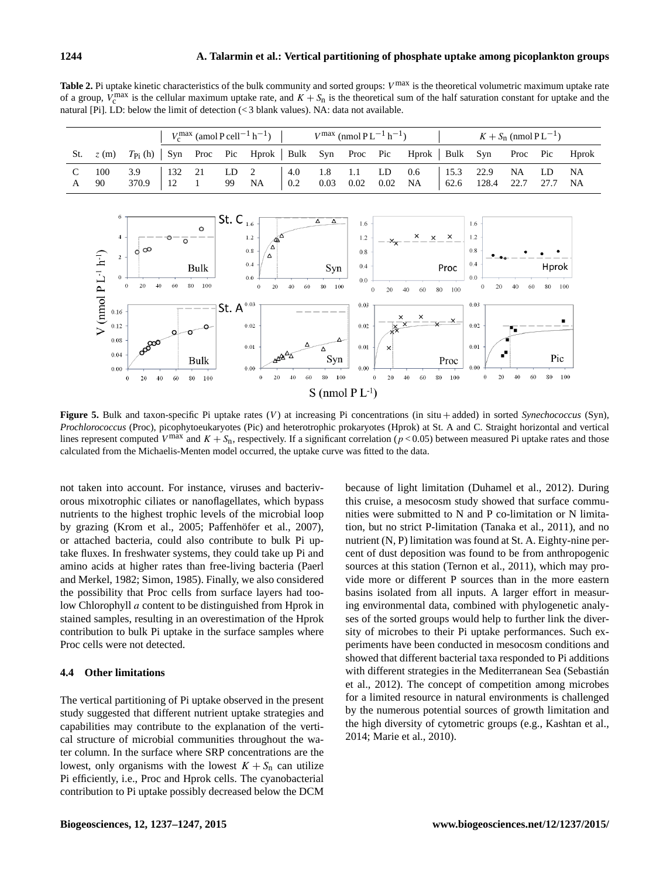**Table 2.** Pi uptake kinetic characteristics of the bulk community and sorted groups: $V^{max}$ is the theoretical volumetric maximum uptake rate of a group, $V_c^{max}$ is the cellular maximum uptake rate, and $K + S_n$ is the theoretical sum of the half saturation constant for uptake and the natural [Pi]. LD: below the limit of detection (< 3 blank values). NA: data not available.

| | | | $V_c^{max}$ (amol P cell$^{-1}$ h$^{-1}$) | | | | $V^{max}$ (nmol P L$^{-1}$ h$^{-1}$) | | | | | $K + S_n$ (nmol P L$^{-1}$) | | | | |
|---|---|---|---|---|---|---|---|---|---|---|---|---|---|---|---|---|
| St. | $z$ (m) | $T_{Pi}$ (h) | Syn | Proc | Pic | Hprok | Bulk | Syn | Proc | Pic | Hprok | Bulk | Syn | Proc | Pic | Hprok |
| C | 100 | 3.9 | 132 | 21 | LD | 2 | 4.0 | 1.8 | 1.1 | LD | 0.6 | 15.3 | 22.9 | NA | LD | NA |
| A | 90 | 370.9 | 12 | 1 | 99 | NA | 0.2 | 0.03 | 0.02 | 0.02 | NA | 62.6 | 128.4 | 22.7 | 27.7 | NA |

St. C
St. A
Bulk
Syn
Proc
Hprok
Pic
V (nmol P L$^{-1}$ h$^{-1}$)
S (nmol P L$^{-1}$)

**Figure 5.** Bulk and taxon-specific Pi uptake rates ($V$) at increasing Pi concentrations (in situ + added) in sorted *Synechococcus* (Syn), *Prochlorococcus* (Proc), picophytoeukaryotes (Pic) and heterotrophic prokaryotes (Hprok) at St. A and C. Straight horizontal and vertical lines represent computed $V^{max}$ and $K + S_n$, respectively. If a significant correlation ($p < 0.05$) between measured Pi uptake rates and those calculated from the Michaelis-Menten model occurred, the uptake curve was fitted to the data.

not taken into account. For instance, viruses and bacterivorous mixotrophic ciliates or nanoflagellates, which bypass nutrients to the highest trophic levels of the microbial loop by grazing (Krom et al., 2005; Paffenhöfer et al., 2007), or attached bacteria, could also contribute to bulk Pi uptake fluxes. In freshwater systems, they could take up Pi and amino acids at higher rates than free-living bacteria (Paerl and Merkel, 1982; Simon, 1985). Finally, we also considered the possibility that Proc cells from surface layers had too-low Chlorophyll *a* content to be distinguished from Hprok in stained samples, resulting in an overestimation of the Hprok contribution to bulk Pi uptake in the surface samples where Proc cells were not detected.

### 4.4 Other limitations

The vertical partitioning of Pi uptake observed in the present study suggested that different nutrient uptake strategies and capabilities may contribute to the explanation of the vertical structure of microbial communities throughout the water column. In the surface where SRP concentrations are the lowest, only organisms with the lowest $K + S_n$ can utilize Pi efficiently, i.e., Proc and Hprok cells. The cyanobacterial contribution to Pi uptake possibly decreased below the DCM because of light limitation (Duhamel et al., 2012). During this cruise, a mesocosm study showed that surface communities were submitted to N and P co-limitation or N limitation, but no strict P-limitation (Tanaka et al., 2011), and no nutrient (N, P) limitation was found at St. A. Eighty-nine percent of dust deposition was found to be from anthropogenic sources at this station (Ternon et al., 2011), which may provide more or different P sources than in the more eastern basins isolated from all inputs. A larger effort in measuring environmental data, combined with phylogenetic analyses of the sorted groups would help to further link the diversity of microbes to their Pi uptake performances. Such experiments have been conducted in mesocosm conditions and showed that different bacterial taxa responded to Pi additions with different strategies in the Mediterranean Sea (Sebastián et al., 2012). The concept of competition among microbes for a limited resource in natural environments is challenged by the numerous potential sources of growth limitation and the high diversity of cytometric groups (e.g., Kashtan et al., 2014; Marie et al., 2010).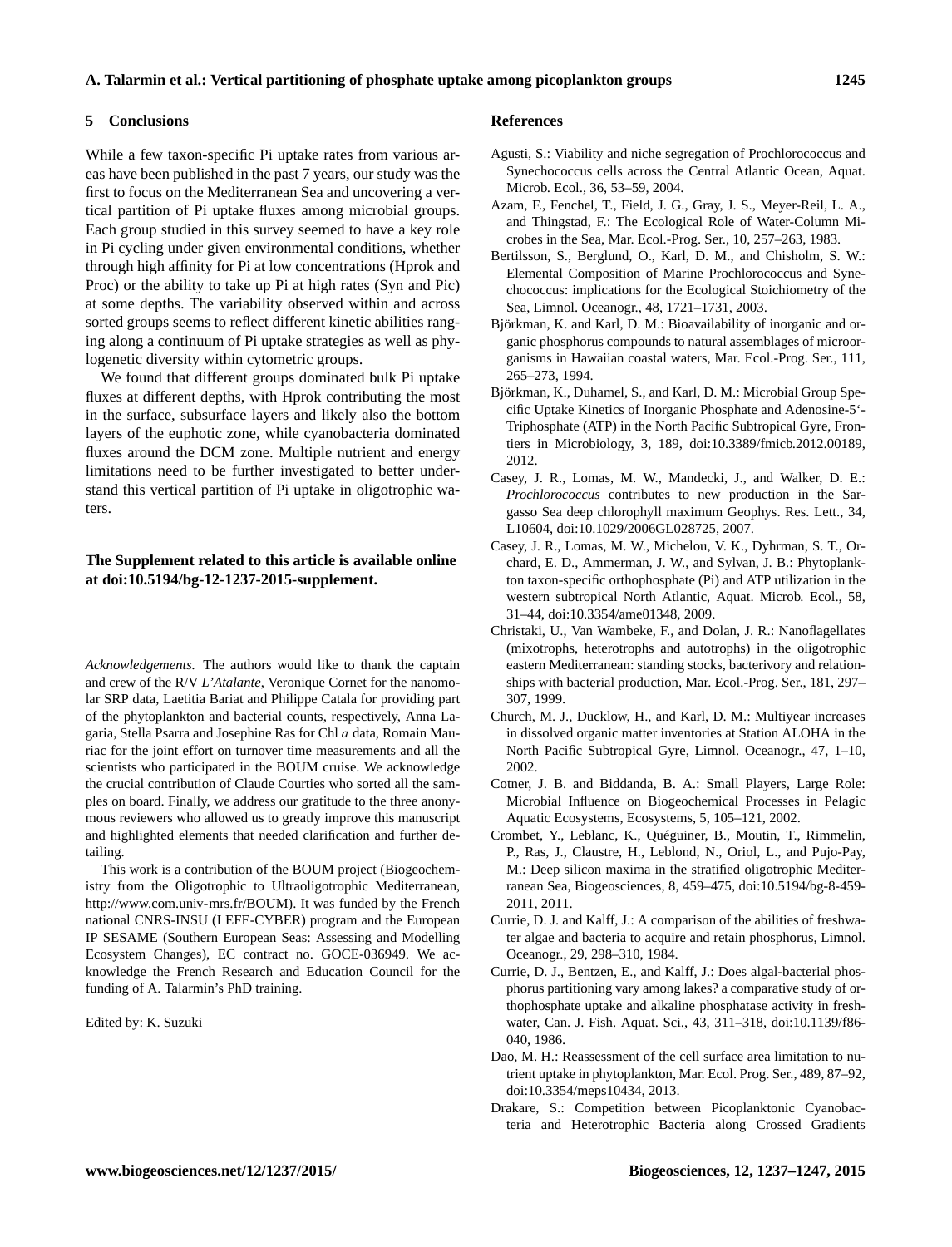## 5 Conclusions

While a few taxon-specific Pi uptake rates from various areas have been published in the past 7 years, our study was the first to focus on the Mediterranean Sea and uncovering a vertical partition of Pi uptake fluxes among microbial groups. Each group studied in this survey seemed to have a key role in Pi cycling under given environmental conditions, whether through high affinity for Pi at low concentrations (Hprok and Proc) or the ability to take up Pi at high rates (Syn and Pic) at some depths. The variability observed within and across sorted groups seems to reflect different kinetic abilities ranging along a continuum of Pi uptake strategies as well as phylogenetic diversity within cytometric groups.

We found that different groups dominated bulk Pi uptake fluxes at different depths, with Hprok contributing the most in the surface, subsurface layers and likely also the bottom layers of the euphotic zone, while cyanobacteria dominated fluxes around the DCM zone. Multiple nutrient and energy limitations need to be further investigated to better understand this vertical partition of Pi uptake in oligotrophic waters.

**The Supplement related to this article is available online at doi:10.5194/bg-12-1237-2015-supplement.**

*Acknowledgements.* The authors would like to thank the captain and crew of the R/V *L'Atalante*, Veronique Cornet for the nanomolar SRP data, Laetitia Bariat and Philippe Catala for providing part of the phytoplankton and bacterial counts, respectively, Anna Lagaria, Stella Psarra and Josephine Ras for Chl *a* data, Romain Mauriac for the joint effort on turnover time measurements and all the scientists who participated in the BOUM cruise. We acknowledge the crucial contribution of Claude Courties who sorted all the samples on board. Finally, we address our gratitude to the three anonymous reviewers who allowed us to greatly improve this manuscript and highlighted elements that needed clarification and further detailing.

This work is a contribution of the BOUM project (Biogeochemistry from the Oligotrophic to Ultraoligotrophic Mediterranean, http://www.com.univ-mrs.fr/BOUM). It was funded by the French national CNRS-INSU (LEFE-CYBER) program and the European IP SESAME (Southern European Seas: Assessing and Modelling Ecosystem Changes), EC contract no. GOCE-036949. We acknowledge the French Research and Education Council for the funding of A. Talarmin's PhD training.

Edited by: K. Suzuki

## References

Agusti, S.: Viability and niche segregation of Prochlorococcus and Synechococcus cells across the Central Atlantic Ocean, Aquat. Microb. Ecol., 36, 53–59, 2004.

Azam, F., Fenchel, T., Field, J. G., Gray, J. S., Meyer-Reil, L. A., and Thingstad, F.: The Ecological Role of Water-Column Microbes in the Sea, Mar. Ecol.-Prog. Ser., 10, 257–263, 1983.

Bertilsson, S., Berglund, O., Karl, D. M., and Chisholm, S. W.: Elemental Composition of Marine Prochlorococcus and Synechococcus: implications for the Ecological Stoichiometry of the Sea, Limnol. Oceanogr., 48, 1721–1731, 2003.

Björkman, K. and Karl, D. M.: Bioavailability of inorganic and organic phosphorus compounds to natural assemblages of microorganisms in Hawaiian coastal waters, Mar. Ecol.-Prog. Ser., 111, 265–273, 1994.

Björkman, K., Duhamel, S., and Karl, D. M.: Microbial Group Specific Uptake Kinetics of Inorganic Phosphate and Adenosine-5'-Triphosphate (ATP) in the North Pacific Subtropical Gyre, Frontiers in Microbiology, 3, 189, doi:10.3389/fmicb.2012.00189, 2012.

Casey, J. R., Lomas, M. W., Mandecki, J., and Walker, D. E.: *Prochlorococcus* contributes to new production in the Sargasso Sea deep chlorophyll maximum Geophys. Res. Lett., 34, L10604, doi:10.1029/2006GL028725, 2007.

Casey, J. R., Lomas, M. W., Michelou, V. K., Dyhrman, S. T., Orchard, E. D., Ammerman, J. W., and Sylvan, J. B.: Phytoplankton taxon-specific orthophosphate (Pi) and ATP utilization in the western subtropical North Atlantic, Aquat. Microb. Ecol., 58, 31–44, doi:10.3354/ame01348, 2009.

Christaki, U., Van Wambeke, F., and Dolan, J. R.: Nanoflagellates (mixotrophs, heterotrophs and autotrophs) in the oligotrophic eastern Mediterranean: standing stocks, bacterivory and relationships with bacterial production, Mar. Ecol.-Prog. Ser., 181, 297–307, 1999.

Church, M. J., Ducklow, H., and Karl, D. M.: Multiyear increases in dissolved organic matter inventories at Station ALOHA in the North Pacific Subtropical Gyre, Limnol. Oceanogr., 47, 1–10, 2002.

Cotner, J. B. and Biddanda, B. A.: Small Players, Large Role: Microbial Influence on Biogeochemical Processes in Pelagic Aquatic Ecosystems, Ecosystems, 5, 105–121, 2002.

Crombet, Y., Leblanc, K., Quéguiner, B., Moutin, T., Rimmelin, P., Ras, J., Claustre, H., Leblond, N., Oriol, L., and Pujo-Pay, M.: Deep silicon maxima in the stratified oligotrophic Mediterranean Sea, Biogeosciences, 8, 459–475, doi:10.5194/bg-8-459-2011, 2011.

Currie, D. J. and Kalff, J.: A comparison of the abilities of freshwater algae and bacteria to acquire and retain phosphorus, Limnol. Oceanogr., 29, 298–310, 1984.

Currie, D. J., Bentzen, E., and Kalff, J.: Does algal-bacterial phosphorus partitioning vary among lakes? a comparative study of orthophosphate uptake and alkaline phosphatase activity in freshwater, Can. J. Fish. Aquat. Sci., 43, 311–318, doi:10.1139/f86-040, 1986.

Dao, M. H.: Reassessment of the cell surface area limitation to nutrient uptake in phytoplankton, Mar. Ecol. Prog. Ser., 489, 87–92, doi:10.3354/meps10434, 2013.

Drakare, S.: Competition between Picoplanktonic Cyanobacteria and Heterotrophic Bacteria along Crossed Gradients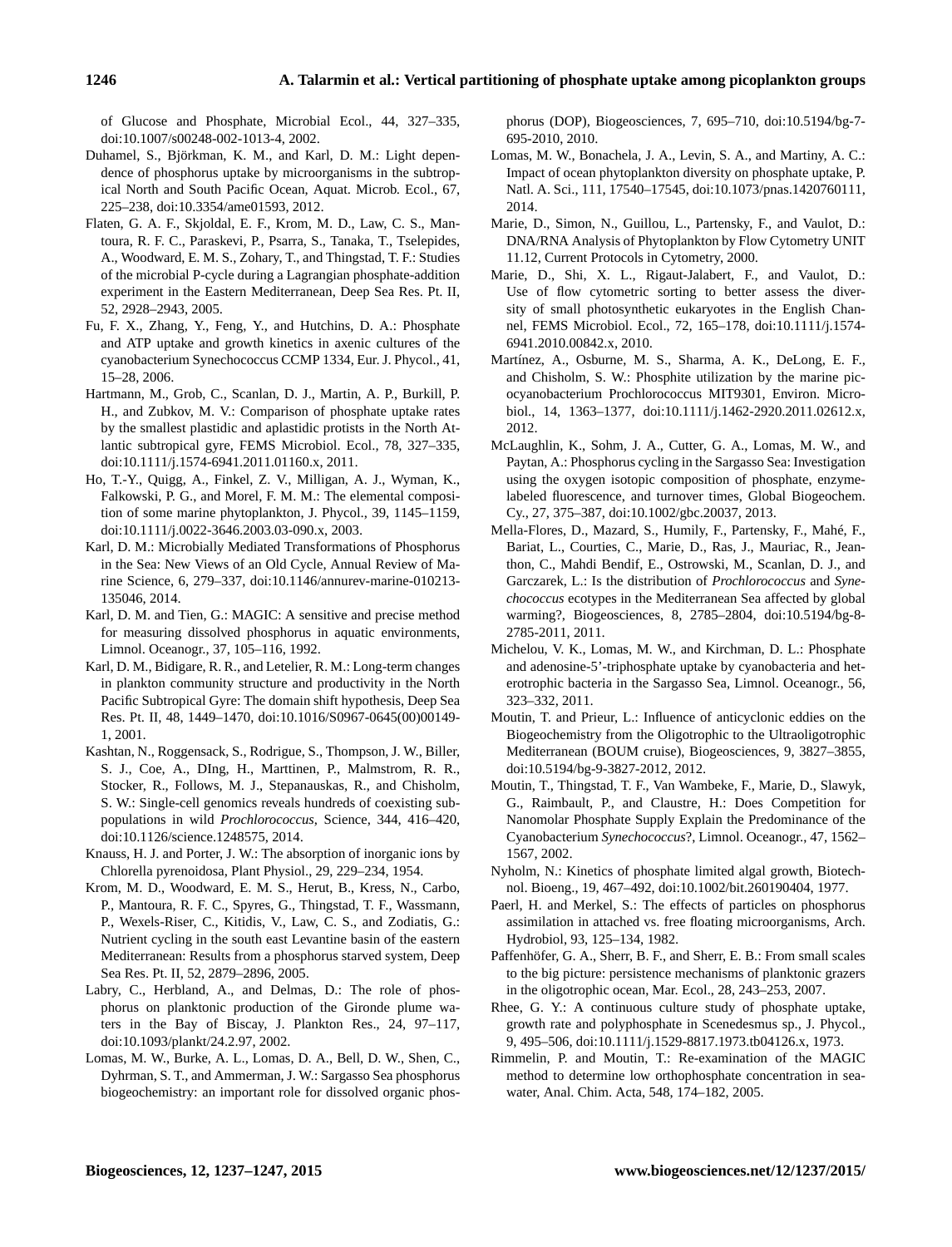of Glucose and Phosphate, Microbial Ecol., 44, 327–335, doi:10.1007/s00248-002-1013-4, 2002.

Duhamel, S., Björkman, K. M., and Karl, D. M.: Light dependence of phosphorus uptake by microorganisms in the subtropical North and South Pacific Ocean, Aquat. Microb. Ecol., 67, 225–238, doi:10.3354/ame01593, 2012.

Flaten, G. A. F., Skjoldal, E. F., Krom, M. D., Law, C. S., Mantoura, R. F. C., Paraskevi, P., Psarra, S., Tanaka, T., Tselepides, A., Woodward, E. M. S., Zohary, T., and Thingstad, T. F.: Studies of the microbial P-cycle during a Lagrangian phosphate-addition experiment in the Eastern Mediterranean, Deep Sea Res. Pt. II, 52, 2928–2943, 2005.

Fu, F. X., Zhang, Y., Feng, Y., and Hutchins, D. A.: Phosphate and ATP uptake and growth kinetics in axenic cultures of the cyanobacterium Synechococcus CCMP 1334, Eur. J. Phycol., 41, 15–28, 2006.

Hartmann, M., Grob, C., Scanlan, D. J., Martin, A. P., Burkill, P. H., and Zubkov, M. V.: Comparison of phosphate uptake rates by the smallest plastidic and aplastidic protists in the North Atlantic subtropical gyre, FEMS Microbiol. Ecol., 78, 327–335, doi:10.1111/j.1574-6941.2011.01160.x, 2011.

Ho, T.-Y., Quigg, A., Finkel, Z. V., Milligan, A. J., Wyman, K., Falkowski, P. G., and Morel, F. M. M.: The elemental composition of some marine phytoplankton, J. Phycol., 39, 1145–1159, doi:10.1111/j.0022-3646.2003.03-090.x, 2003.

Karl, D. M.: Microbially Mediated Transformations of Phosphorus in the Sea: New Views of an Old Cycle, Annual Review of Marine Science, 6, 279–337, doi:10.1146/annurev-marine-010213-135046, 2014.

Karl, D. M. and Tien, G.: MAGIC: A sensitive and precise method for measuring dissolved phosphorus in aquatic environments, Limnol. Oceanogr., 37, 105–116, 1992.

Karl, D. M., Bidigare, R. R., and Letelier, R. M.: Long-term changes in plankton community structure and productivity in the North Pacific Subtropical Gyre: The domain shift hypothesis, Deep Sea Res. Pt. II, 48, 1449–1470, doi:10.1016/S0967-0645(00)00149-1, 2001.

Kashtan, N., Roggensack, S., Rodrigue, S., Thompson, J. W., Biller, S. J., Coe, A., DIng, H., Marttinen, P., Malmstrom, R. R., Stocker, R., Follows, M. J., Stepanauskas, R., and Chisholm, S. W.: Single-cell genomics reveals hundreds of coexisting subpopulations in wild *Prochlorococcus*, Science, 344, 416–420, doi:10.1126/science.1248575, 2014.

Knauss, H. J. and Porter, J. W.: The absorption of inorganic ions by Chlorella pyrenoidosa, Plant Physiol., 29, 229–234, 1954.

Krom, M. D., Woodward, E. M. S., Herut, B., Kress, N., Carbo, P., Mantoura, R. F. C., Spyres, G., Thingstad, T. F., Wassmann, P., Wexels-Riser, C., Kitidis, V., Law, C. S., and Zodiatis, G.: Nutrient cycling in the south east Levantine basin of the eastern Mediterranean: Results from a phosphorus starved system, Deep Sea Res. Pt. II, 52, 2879–2896, 2005.

Labry, C., Herbland, A., and Delmas, D.: The role of phosphorus on planktonic production of the Gironde plume waters in the Bay of Biscay, J. Plankton Res., 24, 97–117, doi:10.1093/plankt/24.2.97, 2002.

Lomas, M. W., Burke, A. L., Lomas, D. A., Bell, D. W., Shen, C., Dyhrman, S. T., and Ammerman, J. W.: Sargasso Sea phosphorus biogeochemistry: an important role for dissolved organic phosphorus (DOP), Biogeosciences, 7, 695–710, doi:10.5194/bg-7-695-2010, 2010.

Lomas, M. W., Bonachela, J. A., Levin, S. A., and Martiny, A. C.: Impact of ocean phytoplankton diversity on phosphate uptake, P. Natl. A. Sci., 111, 17540–17545, doi:10.1073/pnas.1420760111, 2014.

Marie, D., Simon, N., Guillou, L., Partensky, F., and Vaulot, D.: DNA/RNA Analysis of Phytoplankton by Flow Cytometry UNIT 11.12, Current Protocols in Cytometry, 2000.

Marie, D., Shi, X. L., Rigaut-Jalabert, F., and Vaulot, D.: Use of flow cytometric sorting to better assess the diversity of small photosynthetic eukaryotes in the English Channel, FEMS Microbiol. Ecol., 72, 165–178, doi:10.1111/j.1574-6941.2010.00842.x, 2010.

Martínez, A., Osburne, M. S., Sharma, A. K., DeLong, E. F., and Chisholm, S. W.: Phosphite utilization by the marine picocyanobacterium Prochlorococcus MIT9301, Environ. Microbiol., 14, 1363–1377, doi:10.1111/j.1462-2920.2011.02612.x, 2012.

McLaughlin, K., Sohm, J. A., Cutter, G. A., Lomas, M. W., and Paytan, A.: Phosphorus cycling in the Sargasso Sea: Investigation using the oxygen isotopic composition of phosphate, enzyme-labeled fluorescence, and turnover times, Global Biogeochem. Cy., 27, 375–387, doi:10.1002/gbc.20037, 2013.

Mella-Flores, D., Mazard, S., Humily, F., Partensky, F., Mahé, F., Bariat, L., Courties, C., Marie, D., Ras, J., Mauriac, R., Jeanthon, C., Mahdi Bendif, E., Ostrowski, M., Scanlan, D. J., and Garczarek, L.: Is the distribution of *Prochlorococcus* and *Synechococcus* ecotypes in the Mediterranean Sea affected by global warming?, Biogeosciences, 8, 2785–2804, doi:10.5194/bg-8-2785-2011, 2011.

Michelou, V. K., Lomas, M. W., and Kirchman, D. L.: Phosphate and adenosine-5'-triphosphate uptake by cyanobacteria and heterotrophic bacteria in the Sargasso Sea, Limnol. Oceanogr., 56, 323–332, 2011.

Moutin, T. and Prieur, L.: Influence of anticyclonic eddies on the Biogeochemistry from the Oligotrophic to the Ultraoligotrophic Mediterranean (BOUM cruise), Biogeosciences, 9, 3827–3855, doi:10.5194/bg-9-3827-2012, 2012.

Moutin, T., Thingstad, T. F., Van Wambeke, F., Marie, D., Slawyk, G., Raimbault, P., and Claustre, H.: Does Competition for Nanomolar Phosphate Supply Explain the Predominance of the Cyanobacterium *Synechococcus*?, Limnol. Oceanogr., 47, 1562–1567, 2002.

Nyholm, N.: Kinetics of phosphate limited algal growth, Biotechnol. Bioeng., 19, 467–492, doi:10.1002/bit.260190404, 1977.

Paerl, H. and Merkel, S.: The effects of particles on phosphorus assimilation in attached vs. free floating microorganisms, Arch. Hydrobiol, 93, 125–134, 1982.

Paffenhöfer, G. A., Sherr, B. F., and Sherr, E. B.: From small scales to the big picture: persistence mechanisms of planktonic grazers in the oligotrophic ocean, Mar. Ecol., 28, 243–253, 2007.

Rhee, G. Y.: A continuous culture study of phosphate uptake, growth rate and polyphosphate in Scenedesmus sp., J. Phycol., 9, 495–506, doi:10.1111/j.1529-8817.1973.tb04126.x, 1973.

Rimmelin, P. and Moutin, T.: Re-examination of the MAGIC method to determine low orthophosphate concentration in seawater, Anal. Chim. Acta, 548, 174–182, 2005.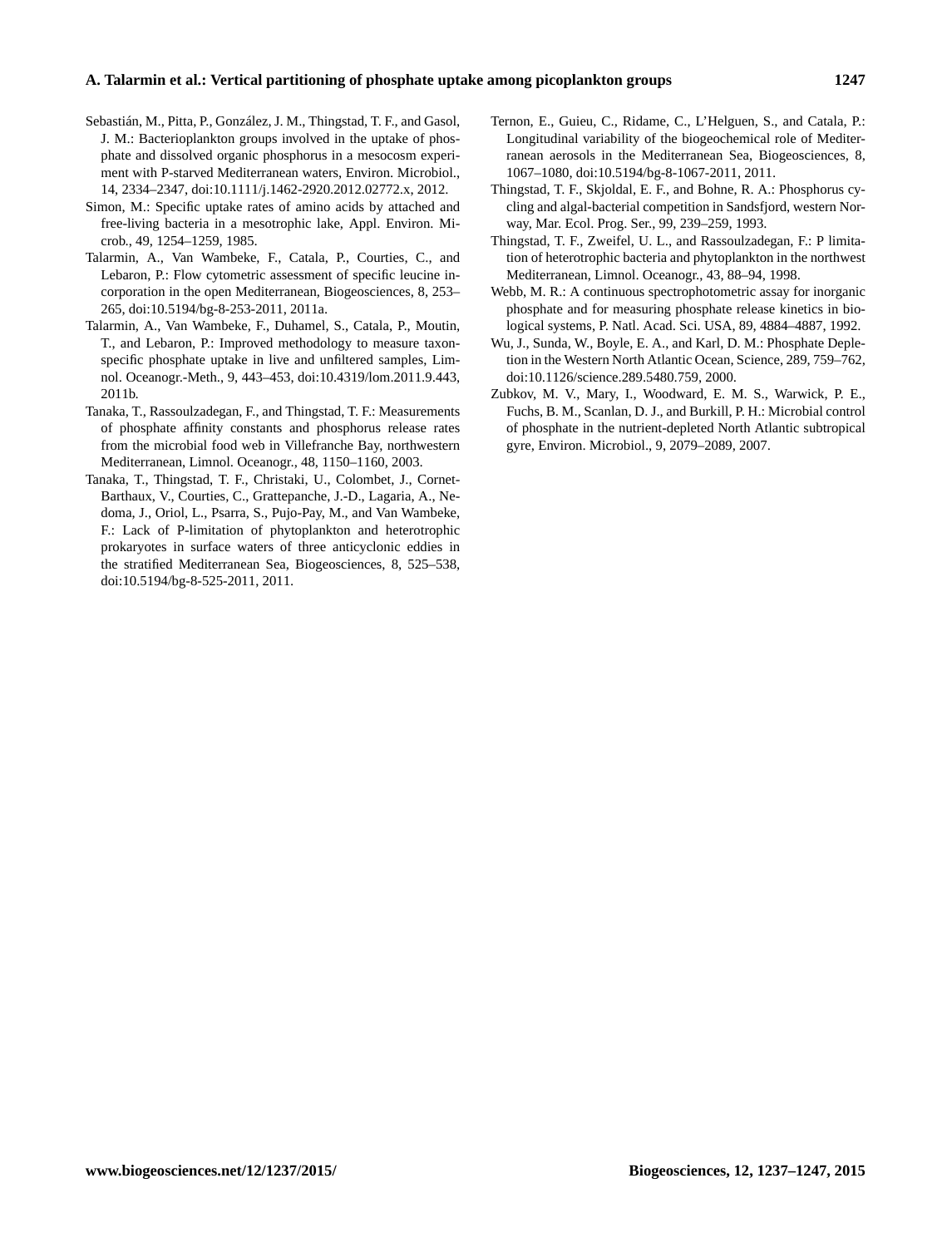Sebastián, M., Pitta, P., González, J. M., Thingstad, T. F., and Gasol, J. M.: Bacterioplankton groups involved in the uptake of phosphate and dissolved organic phosphorus in a mesocosm experiment with P-starved Mediterranean waters, Environ. Microbiol., 14, 2334–2347, doi:10.1111/j.1462-2920.2012.02772.x, 2012.

Simon, M.: Specific uptake rates of amino acids by attached and free-living bacteria in a mesotrophic lake, Appl. Environ. Microb., 49, 1254–1259, 1985.

Talarmin, A., Van Wambeke, F., Catala, P., Courties, C., and Lebaron, P.: Flow cytometric assessment of specific leucine incorporation in the open Mediterranean, Biogeosciences, 8, 253–265, doi:10.5194/bg-8-253-2011, 2011a.

Talarmin, A., Van Wambeke, F., Duhamel, S., Catala, P., Moutin, T., and Lebaron, P.: Improved methodology to measure taxon-specific phosphate uptake in live and unfiltered samples, Limnol. Oceanogr.-Meth., 9, 443–453, doi:10.4319/lom.2011.9.443, 2011b.

Tanaka, T., Rassoulzadegan, F., and Thingstad, T. F.: Measurements of phosphate affinity constants and phosphorus release rates from the microbial food web in Villefranche Bay, northwestern Mediterranean, Limnol. Oceanogr., 48, 1150–1160, 2003.

Tanaka, T., Thingstad, T. F., Christaki, U., Colombet, J., Cornet-Barthaux, V., Courties, C., Grattepanche, J.-D., Lagaria, A., Nedoma, J., Oriol, L., Psarra, S., Pujo-Pay, M., and Van Wambeke, F.: Lack of P-limitation of phytoplankton and heterotrophic prokaryotes in surface waters of three anticyclonic eddies in the stratified Mediterranean Sea, Biogeosciences, 8, 525–538, doi:10.5194/bg-8-525-2011, 2011.

Ternon, E., Guieu, C., Ridame, C., L'Helguen, S., and Catala, P.: Longitudinal variability of the biogeochemical role of Mediterranean aerosols in the Mediterranean Sea, Biogeosciences, 8, 1067–1080, doi:10.5194/bg-8-1067-2011, 2011.

Thingstad, T. F., Skjoldal, E. F., and Bohne, R. A.: Phosphorus cycling and algal-bacterial competition in Sandsfjord, western Norway, Mar. Ecol. Prog. Ser., 99, 239–259, 1993.

Thingstad, T. F., Zweifel, U. L., and Rassoulzadegan, F.: P limitation of heterotrophic bacteria and phytoplankton in the northwest Mediterranean, Limnol. Oceanogr., 43, 88–94, 1998.

Webb, M. R.: A continuous spectrophotometric assay for inorganic phosphate and for measuring phosphate release kinetics in biological systems, P. Natl. Acad. Sci. USA, 89, 4884–4887, 1992.

Wu, J., Sunda, W., Boyle, E. A., and Karl, D. M.: Phosphate Depletion in the Western North Atlantic Ocean, Science, 289, 759–762, doi:10.1126/science.289.5480.759, 2000.

Zubkov, M. V., Mary, I., Woodward, E. M. S., Warwick, P. E., Fuchs, B. M., Scanlan, D. J., and Burkill, P. H.: Microbial control of phosphate in the nutrient-depleted North Atlantic subtropical gyre, Environ. Microbiol., 9, 2079–2089, 2007.